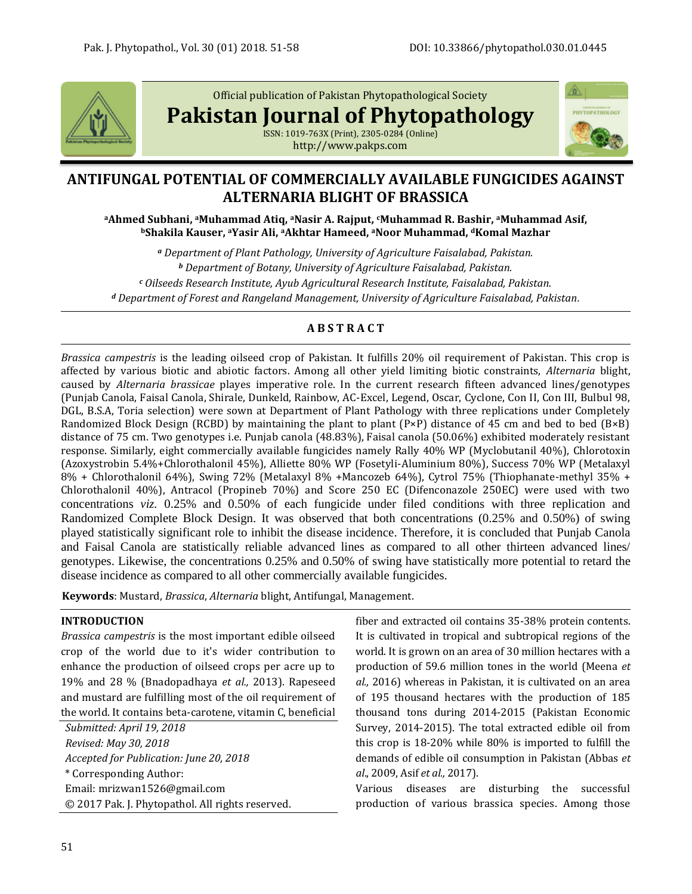Official publication of Pakistan Phytopathological Society

**Pakistan Journal of Phytopathology**

ISSN: 1019-763X (Print), 2305-0284 (Online)
http://www.pakps.com

# ANTIFUNGAL POTENTIAL OF COMMERCIALLY AVAILABLE FUNGICIDES AGAINST ALTERNARIA BLIGHT OF BRASSICA

**[a]Ahmed Subhani, [a]Muhammad Atiq, [a]Nasir A. Rajput, [c]Muhammad R. Bashir, [a]Muhammad Asif, [b]Shakila Kauser, [a]Yasir Ali, [a]Akhtar Hameed, [a]Noor Muhammad, [d]Komal Mazhar**

*[a] Department of Plant Pathology, University of Agriculture Faisalabad, Pakistan.*
*[b] Department of Botany, University of Agriculture Faisalabad, Pakistan.*
*[c] Oilseeds Research Institute, Ayub Agricultural Research Institute, Faisalabad, Pakistan.*
*[d] Department of Forest and Rangeland Management, University of Agriculture Faisalabad, Pakistan.*

## ABSTRACT

*Brassica campestris* is the leading oilseed crop of Pakistan. It fulfills 20% oil requirement of Pakistan. This crop is affected by various biotic and abiotic factors. Among all other yield limiting biotic constraints, *Alternaria* blight, caused by *Alternaria brassicae* playes imperative role. In the current research fifteen advanced lines/genotypes (Punjab Canola, Faisal Canola, Shirale, Dunkeld, Rainbow, AC-Excel, Legend, Oscar, Cyclone, Con II, Con III, Bulbul 98, DGL, B.S.A, Toria selection) were sown at Department of Plant Pathology with three replications under Completely Randomized Block Design (RCBD) by maintaining the plant to plant (P×P) distance of 45 cm and bed to bed (B×B) distance of 75 cm. Two genotypes i.e. Punjab canola (48.83%), Faisal canola (50.06%) exhibited moderately resistant response. Similarly, eight commercially available fungicides namely Rally 40% WP (Myclobutanil 40%), Chlorotoxin (Azoxystrobin 5.4%+Chlorothalonil 45%), Alliette 80% WP (Fosetyli-Aluminium 80%), Success 70% WP (Metalaxyl 8% + Chlorothalonil 64%), Swing 72% (Metalaxyl 8% +Mancozeb 64%), Cytrol 75% (Thiophanate-methyl 35% + Chlorothalonil 40%), Antracol (Propineb 70%) and Score 250 EC (Difenconazole 250EC) were used with two concentrations *viz*. 0.25% and 0.50% of each fungicide under filed conditions with three replication and Randomized Complete Block Design. It was observed that both concentrations (0.25% and 0.50%) of swing played statistically significant role to inhibit the disease incidence. Therefore, it is concluded that Punjab Canola and Faisal Canola are statistically reliable advanced lines as compared to all other thirteen advanced lines/ genotypes. Likewise, the concentrations 0.25% and 0.50% of swing have statistically more potential to retard the disease incidence as compared to all other commercially available fungicides.

**Keywords**: Mustard, *Brassica*, *Alternaria* blight, Antifungal, Management.

## INTRODUCTION

*Brassica campestris* is the most important edible oilseed crop of the world due to it's wider contribution to enhance the production of oilseed crops per acre up to 19% and 28 % (Bnadopadhaya *et al.,* 2013). Rapeseed and mustard are fulfilling most of the oil requirement of the world. It contains beta-carotene, vitamin C, beneficial fiber and extracted oil contains 35-38% protein contents. It is cultivated in tropical and subtropical regions of the world. It is grown on an area of 30 million hectares with a production of 59.6 million tones in the world (Meena *et al.,* 2016) whereas in Pakistan, it is cultivated on an area of 195 thousand hectares with the production of 185 thousand tons during 2014-2015 (Pakistan Economic Survey, 2014-2015). The total extracted edible oil from this crop is 18-20% while 80% is imported to fulfill the demands of edible oil consumption in Pakistan (Abbas *et al*., 2009, Asif *et al.,* 2017).

Various diseases are disturbing the successful production of various brassica species. Among those

*Submitted: April 19, 2018*
*Revised: May 30, 2018*
*Accepted for Publication: June 20, 2018*
\* Corresponding Author:
Email: mrizwan1526@gmail.com
© 2017 Pak. J. Phytopathol. All rights reserved.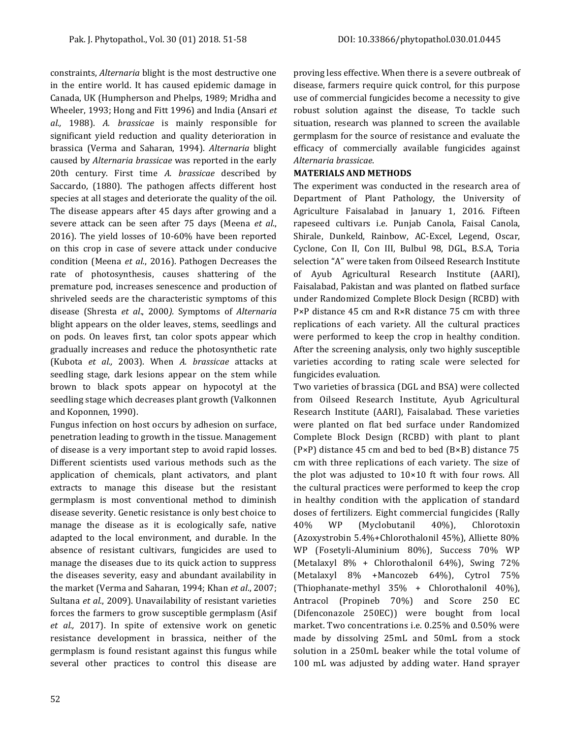constraints, *Alternaria* blight is the most destructive one in the entire world. It has caused epidemic damage in Canada, UK (Humpherson and Phelps, 1989; Mridha and Wheeler, 1993; Hong and Fitt 1996) and India (Ansari *et al.,* 1988). *A. brassicae* is mainly responsible for significant yield reduction and quality deterioration in brassica (Verma and Saharan, 1994). *Alternaria* blight caused by *Alternaria brassicae* was reported in the early 20th century. First time *A. brassicae* described by Saccardo, (1880). The pathogen affects different host species at all stages and deteriorate the quality of the oil. The disease appears after 45 days after growing and a severe attack can be seen after 75 days (Meena *et al*., 2016). The yield losses of 10-60% have been reported on this crop in case of severe attack under conducive condition (Meena *et al.*, 2016). Pathogen Decreases the rate of photosynthesis, causes shattering of the premature pod, increases senescence and production of shriveled seeds are the characteristic symptoms of this disease (Shresta *et al*., 2000*).* Symptoms of *Alternaria* blight appears on the older leaves, stems, seedlings and on pods. On leaves first, tan color spots appear which gradually increases and reduce the photosynthetic rate (Kubota *et al.,* 2003). When *A. brassicae* attacks at seedling stage, dark lesions appear on the stem while brown to black spots appear on hypocotyl at the seedling stage which decreases plant growth (Valkonnen and Koponnen, 1990).

Fungus infection on host occurs by adhesion on surface, penetration leading to growth in the tissue. Management of disease is a very important step to avoid rapid losses. Different scientists used various methods such as the application of chemicals, plant activators, and plant extracts to manage this disease but the resistant germplasm is most conventional method to diminish disease severity. Genetic resistance is only best choice to manage the disease as it is ecologically safe, native adapted to the local environment, and durable. In the absence of resistant cultivars, fungicides are used to manage the diseases due to its quick action to suppress the diseases severity, easy and abundant availability in the market (Verma and Saharan, 1994; Khan *et al*., 2007; Sultana *et al*., 2009). Unavailability of resistant varieties forces the farmers to grow susceptible germplasm (Asif *et al.,* 2017). In spite of extensive work on genetic resistance development in brassica, neither of the germplasm is found resistant against this fungus while several other practices to control this disease are proving less effective. When there is a severe outbreak of disease, farmers require quick control, for this purpose use of commercial fungicides become a necessity to give robust solution against the disease, To tackle such situation, research was planned to screen the available germplasm for the source of resistance and evaluate the efficacy of commercially available fungicides against *Alternaria brassicae*.

## MATERIALS AND METHODS

The experiment was conducted in the research area of Department of Plant Pathology, the University of Agriculture Faisalabad in January 1, 2016. Fifteen rapeseed cultivars i.e. Punjab Canola, Faisal Canola, Shirale, Dunkeld, Rainbow, AC-Excel, Legend, Oscar, Cyclone, Con II, Con III, Bulbul 98, DGL, B.S.A, Toria selection "A" were taken from Oilseed Research Institute of Ayub Agricultural Research Institute (AARI), Faisalabad, Pakistan and was planted on flatbed surface under Randomized Complete Block Design (RCBD) with P×P distance 45 cm and R×R distance 75 cm with three replications of each variety. All the cultural practices were performed to keep the crop in healthy condition. After the screening analysis, only two highly susceptible varieties according to rating scale were selected for fungicides evaluation.

Two varieties of brassica (DGL and BSA) were collected from Oilseed Research Institute, Ayub Agricultural Research Institute (AARI), Faisalabad. These varieties were planted on flat bed surface under Randomized Complete Block Design (RCBD) with plant to plant (P×P) distance 45 cm and bed to bed (B×B) distance 75 cm with three replications of each variety. The size of the plot was adjusted to 10×10 ft with four rows. All the cultural practices were performed to keep the crop in healthy condition with the application of standard doses of fertilizers. Eight commercial fungicides (Rally 40% WP (Myclobutanil 40%), Chlorotoxin (Azoxystrobin 5.4%+Chlorothalonil 45%), Alliette 80% WP (Fosetyli-Aluminium 80%), Success 70% WP (Metalaxyl 8% + Chlorothalonil 64%), Swing 72% (Metalaxyl 8% +Mancozeb 64%), Cytrol 75% (Thiophanate-methyl 35% + Chlorothalonil 40%), Antracol (Propineb 70%) and Score 250 EC (Difenconazole 250EC)) were bought from local market. Two concentrations i.e. 0.25% and 0.50% were made by dissolving 25mL and 50mL from a stock solution in a 250mL beaker while the total volume of 100 mL was adjusted by adding water. Hand sprayer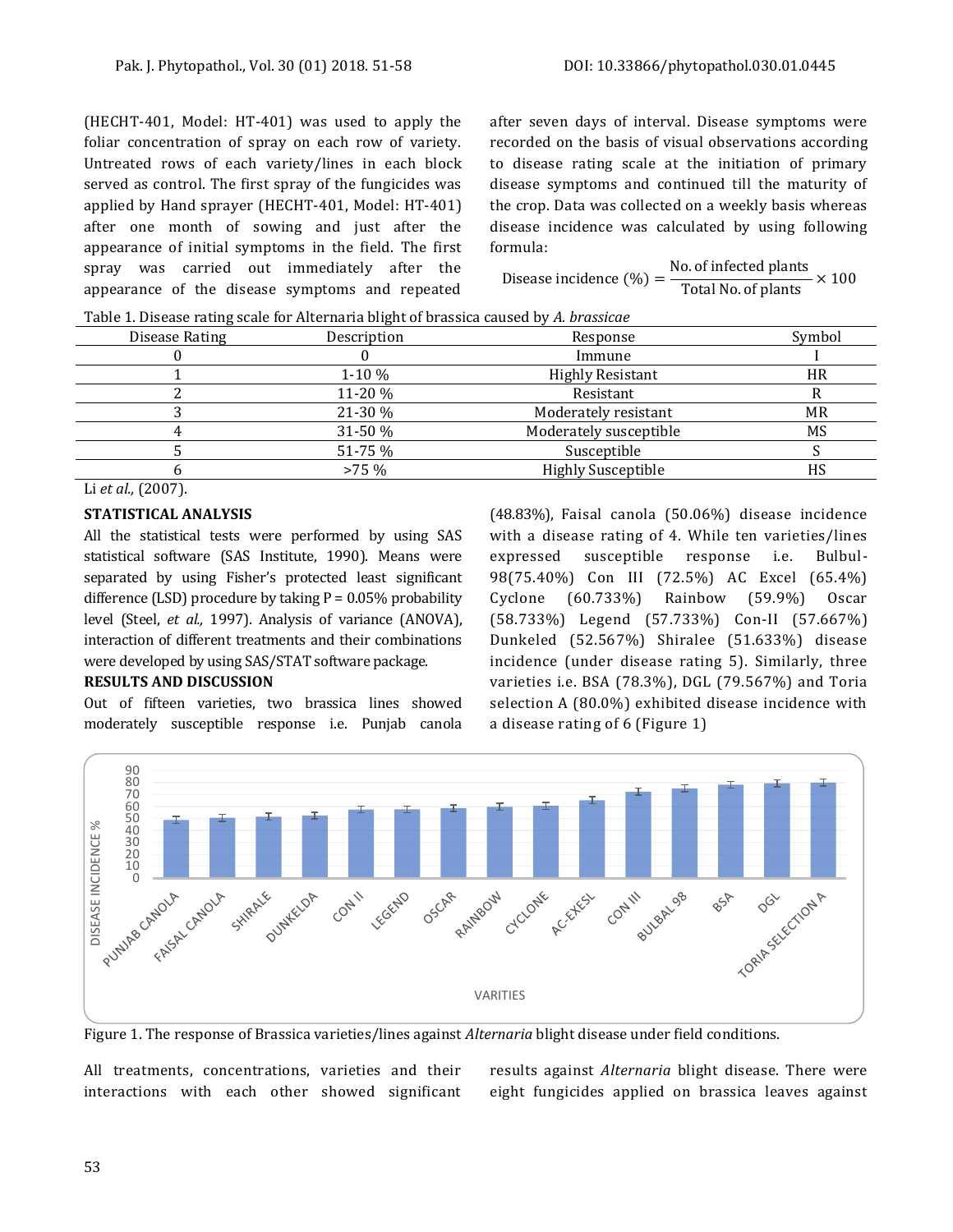(HECHT-401, Model: HT-401) was used to apply the foliar concentration of spray on each row of variety. Untreated rows of each variety/lines in each block served as control. The first spray of the fungicides was applied by Hand sprayer (HECHT-401, Model: HT-401) after one month of sowing and just after the appearance of initial symptoms in the field. The first spray was carried out immediately after the appearance of the disease symptoms and repeated after seven days of interval. Disease symptoms were recorded on the basis of visual observations according to disease rating scale at the initiation of primary disease symptoms and continued till the maturity of the crop. Data was collected on a weekly basis whereas disease incidence was calculated by using following formula:

$$\text{Disease incidence (\%)} = \frac{\text{No. of infected plants}}{\text{Total No. of plants}} \times 100$$

Table 1. Disease rating scale for Alternaria blight of brassica caused by *A. brassicae*

| Disease Rating | Description | Response | Symbol |
|---|---|---|---|
| 0 | 0 | Immune | I |
| 1 | 1-10 % | Highly Resistant | HR |
| 2 | 11-20 % | Resistant | R |
| 3 | 21-30 % | Moderately resistant | MR |
| 4 | 31-50 % | Moderately susceptible | MS |
| 5 | 51-75 % | Susceptible | S |
| 6 | >75 % | Highly Susceptible | HS |

Li *et al.,* (2007).

**STATISTICAL ANALYSIS**

All the statistical tests were performed by using SAS statistical software (SAS Institute, 1990). Means were separated by using Fisher's protected least significant difference (LSD) procedure by taking P = 0.05% probability level (Steel, *et al.,* 1997). Analysis of variance (ANOVA), interaction of different treatments and their combinations were developed by using SAS/STAT software package.

**RESULTS AND DISCUSSION**

Out of fifteen varieties, two brassica lines showed moderately susceptible response i.e. Punjab canola (48.83%), Faisal canola (50.06%) disease incidence with a disease rating of 4. While ten varieties/lines expressed susceptible response i.e. Bulbul-98(75.40%) Con III (72.5%) AC Excel (65.4%) Cyclone (60.733%) Rainbow (59.9%) Oscar (58.733%) Legend (57.733%) Con-II (57.667%) Dunkeled (52.567%) Shiralee (51.633%) disease incidence (under disease rating 5). Similarly, three varieties i.e. BSA (78.3%), DGL (79.567%) and Toria selection A (80.0%) exhibited disease incidence with a disease rating of 6 (Figure 1)

Figure 1. The response of Brassica varieties/lines against *Alternaria* blight disease under field conditions.

All treatments, concentrations, varieties and their interactions with each other showed significant results against *Alternaria* blight disease. There were eight fungicides applied on brassica leaves against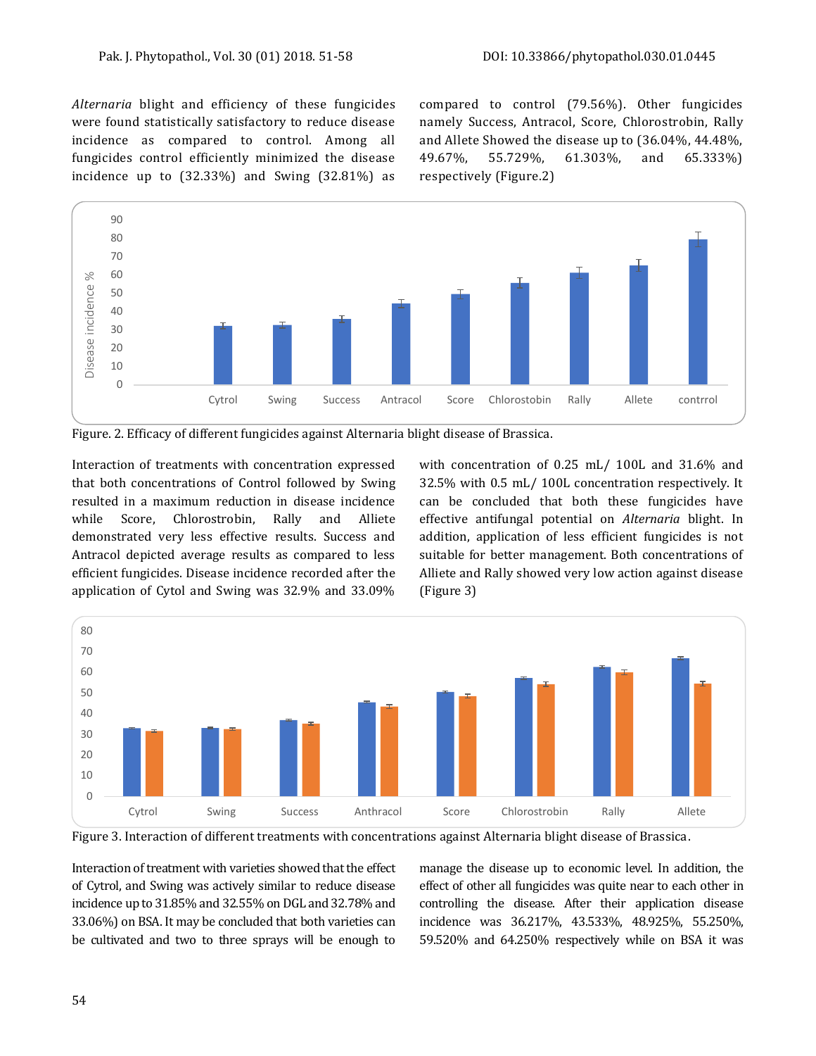*Alternaria* blight and efficiency of these fungicides were found statistically satisfactory to reduce disease incidence as compared to control. Among all fungicides control efficiently minimized the disease incidence up to (32.33%) and Swing (32.81%) as compared to control (79.56%). Other fungicides namely Success, Antracol, Score, Chlorostrobin, Rally and Allete Showed the disease up to (36.04%, 44.48%, 49.67%, 55.729%, 61.303%, and 65.333%) respectively (Figure.2)

Figure. 2. Efficacy of different fungicides against Alternaria blight disease of Brassica.

Interaction of treatments with concentration expressed that both concentrations of Control followed by Swing resulted in a maximum reduction in disease incidence while Score, Chlorostrobin, Rally and Alliete demonstrated very less effective results. Success and Antracol depicted average results as compared to less efficient fungicides. Disease incidence recorded after the application of Cytol and Swing was 32.9% and 33.09% with concentration of 0.25 mL/ 100L and 31.6% and 32.5% with 0.5 mL/ 100L concentration respectively. It can be concluded that both these fungicides have effective antifungal potential on *Alternaria* blight. In addition, application of less efficient fungicides is not suitable for better management. Both concentrations of Alliete and Rally showed very low action against disease (Figure 3)

Figure 3. Interaction of different treatments with concentrations against Alternaria blight disease of Brassica.

Interaction of treatment with varieties showed that the effect of Cytrol, and Swing was actively similar to reduce disease incidence up to 31.85% and 32.55% on DGL and 32.78% and 33.06%) on BSA. It may be concluded that both varieties can be cultivated and two to three sprays will be enough to manage the disease up to economic level. In addition, the effect of other all fungicides was quite near to each other in controlling the disease. After their application disease incidence was 36.217%, 43.533%, 48.925%, 55.250%, 59.520% and 64.250% respectively while on BSA it was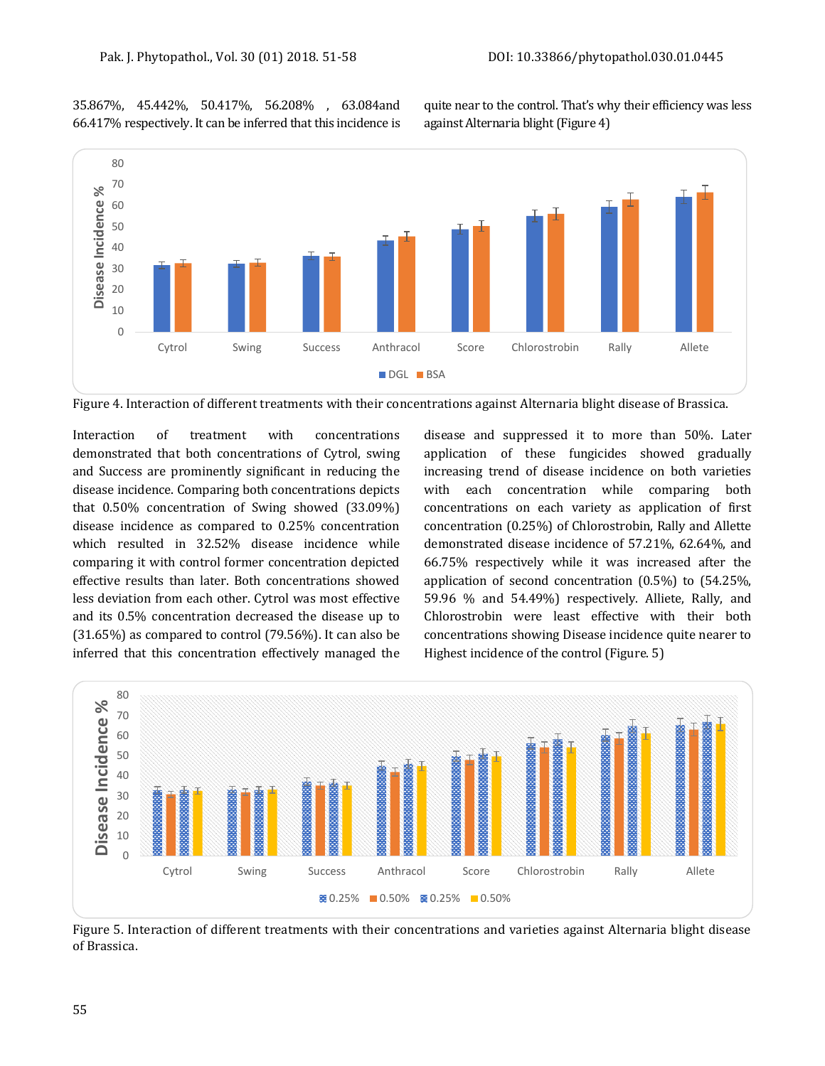35.867%, 45.442%, 50.417%, 56.208% , 63.084and 66.417% respectively. It can be inferred that this incidence is quite near to the control. That's why their efficiency was less against Alternaria blight (Figure 4)

Figure 4. Interaction of different treatments with their concentrations against Alternaria blight disease of Brassica.

Interaction of treatment with concentrations demonstrated that both concentrations of Cytrol, swing and Success are prominently significant in reducing the disease incidence. Comparing both concentrations depicts that 0.50% concentration of Swing showed (33.09%) disease incidence as compared to 0.25% concentration which resulted in 32.52% disease incidence while comparing it with control former concentration depicted effective results than later. Both concentrations showed less deviation from each other. Cytrol was most effective and its 0.5% concentration decreased the disease up to (31.65%) as compared to control (79.56%). It can also be inferred that this concentration effectively managed the disease and suppressed it to more than 50%. Later application of these fungicides showed gradually increasing trend of disease incidence on both varieties with each concentration while comparing both concentrations on each variety as application of first concentration (0.25%) of Chlorostrobin, Rally and Allette demonstrated disease incidence of 57.21%, 62.64%, and 66.75% respectively while it was increased after the application of second concentration (0.5%) to (54.25%, 59.96 % and 54.49%) respectively. Alliete, Rally, and Chlorostrobin were least effective with their both concentrations showing Disease incidence quite nearer to Highest incidence of the control (Figure. 5)

Figure 5. Interaction of different treatments with their concentrations and varieties against Alternaria blight disease of Brassica.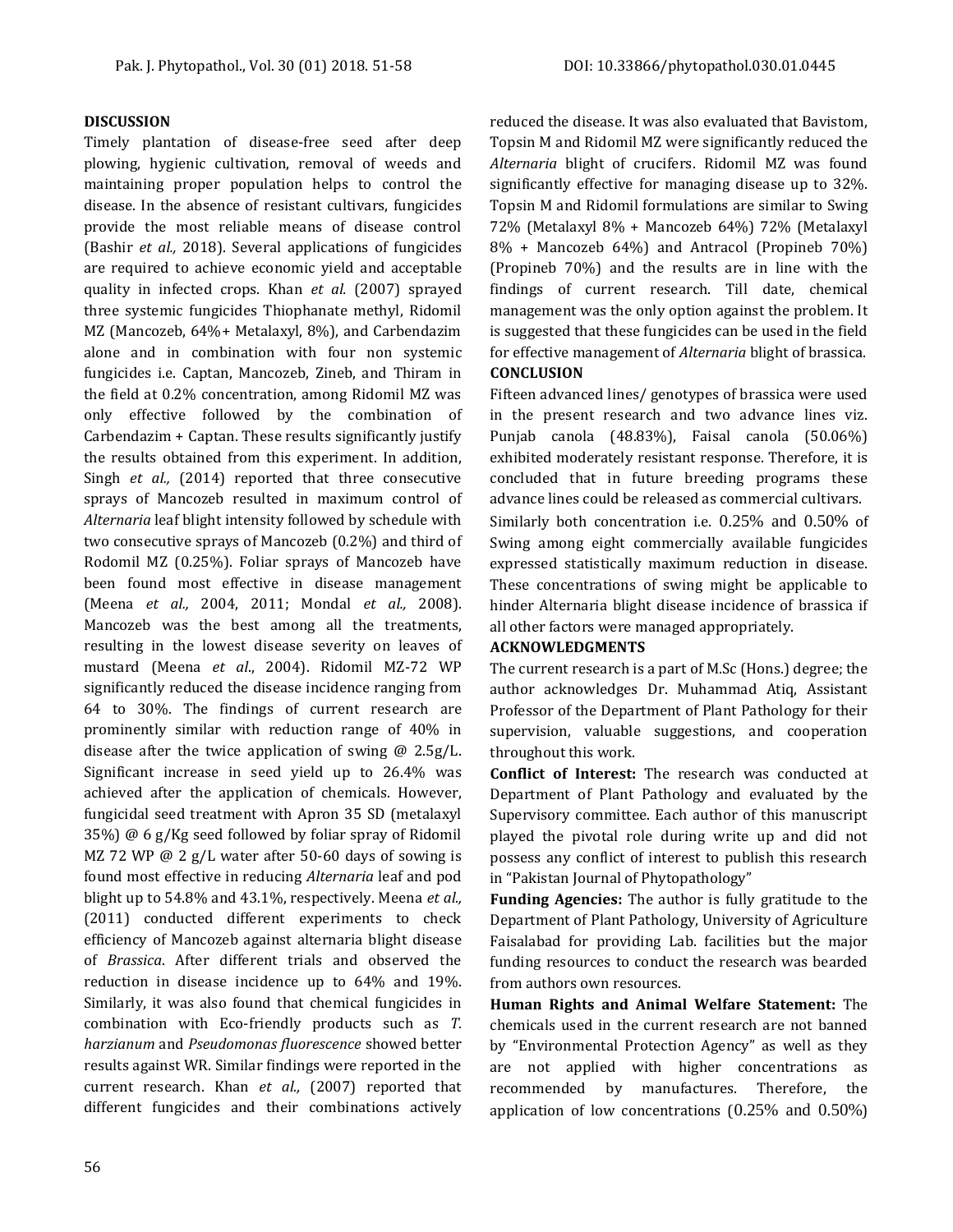## DISCUSSION

Timely plantation of disease-free seed after deep plowing, hygienic cultivation, removal of weeds and maintaining proper population helps to control the disease. In the absence of resistant cultivars, fungicides provide the most reliable means of disease control (Bashir *et al.,* 2018). Several applications of fungicides are required to achieve economic yield and acceptable quality in infected crops. Khan *et al.* (2007) sprayed three systemic fungicides Thiophanate methyl, Ridomil MZ (Mancozeb, 64%+ Metalaxyl, 8%), and Carbendazim alone and in combination with four non systemic fungicides i.e. Captan, Mancozeb, Zineb, and Thiram in the field at 0.2% concentration, among Ridomil MZ was only effective followed by the combination of Carbendazim + Captan. These results significantly justify the results obtained from this experiment. In addition, Singh *et al.,* (2014) reported that three consecutive sprays of Mancozeb resulted in maximum control of *Alternaria* leaf blight intensity followed by schedule with two consecutive sprays of Mancozeb (0.2%) and third of Rodomil MZ (0.25%). Foliar sprays of Mancozeb have been found most effective in disease management (Meena *et al.,* 2004, 2011; Mondal *et al.,* 2008). Mancozeb was the best among all the treatments, resulting in the lowest disease severity on leaves of mustard (Meena *et al*., 2004). Ridomil MZ-72 WP significantly reduced the disease incidence ranging from 64 to 30%. The findings of current research are prominently similar with reduction range of 40% in disease after the twice application of swing @ 2.5g/L. Significant increase in seed yield up to 26.4% was achieved after the application of chemicals. However, fungicidal seed treatment with Apron 35 SD (metalaxyl 35%) @ 6 g/Kg seed followed by foliar spray of Ridomil MZ 72 WP @ 2 g/L water after 50-60 days of sowing is found most effective in reducing *Alternaria* leaf and pod blight up to 54.8% and 43.1%, respectively. Meena *et al.,* (2011) conducted different experiments to check efficiency of Mancozeb against alternaria blight disease of *Brassica*. After different trials and observed the reduction in disease incidence up to 64% and 19%. Similarly, it was also found that chemical fungicides in combination with Eco-friendly products such as *T. harzianum* and *Pseudomonas fluorescence* showed better results against WR. Similar findings were reported in the current research. Khan *et al.,* (2007) reported that different fungicides and their combinations actively reduced the disease. It was also evaluated that Bavistom, Topsin M and Ridomil MZ were significantly reduced the *Alternaria* blight of crucifers. Ridomil MZ was found significantly effective for managing disease up to 32%. Topsin M and Ridomil formulations are similar to Swing 72% (Metalaxyl 8% + Mancozeb 64%) 72% (Metalaxyl 8% + Mancozeb 64%) and Antracol (Propineb 70%) (Propineb 70%) and the results are in line with the findings of current research. Till date, chemical management was the only option against the problem. It is suggested that these fungicides can be used in the field for effective management of *Alternaria* blight of brassica.

## CONCLUSION

Fifteen advanced lines/ genotypes of brassica were used in the present research and two advance lines viz. Punjab canola (48.83%), Faisal canola (50.06%) exhibited moderately resistant response. Therefore, it is concluded that in future breeding programs these advance lines could be released as commercial cultivars.

Similarly both concentration i.e. 0.25% and 0.50% of Swing among eight commercially available fungicides expressed statistically maximum reduction in disease. These concentrations of swing might be applicable to hinder Alternaria blight disease incidence of brassica if all other factors were managed appropriately.

## ACKNOWLEDGMENTS

The current research is a part of M.Sc (Hons.) degree; the author acknowledges Dr. Muhammad Atiq, Assistant Professor of the Department of Plant Pathology for their supervision, valuable suggestions, and cooperation throughout this work.

**Conflict of Interest:** The research was conducted at Department of Plant Pathology and evaluated by the Supervisory committee. Each author of this manuscript played the pivotal role during write up and did not possess any conflict of interest to publish this research in "Pakistan Journal of Phytopathology"

**Funding Agencies:** The author is fully gratitude to the Department of Plant Pathology, University of Agriculture Faisalabad for providing Lab. facilities but the major funding resources to conduct the research was bearded from authors own resources.

**Human Rights and Animal Welfare Statement:** The chemicals used in the current research are not banned by "Environmental Protection Agency" as well as they are not applied with higher concentrations as recommended by manufactures. Therefore, the application of low concentrations (0.25% and 0.50%)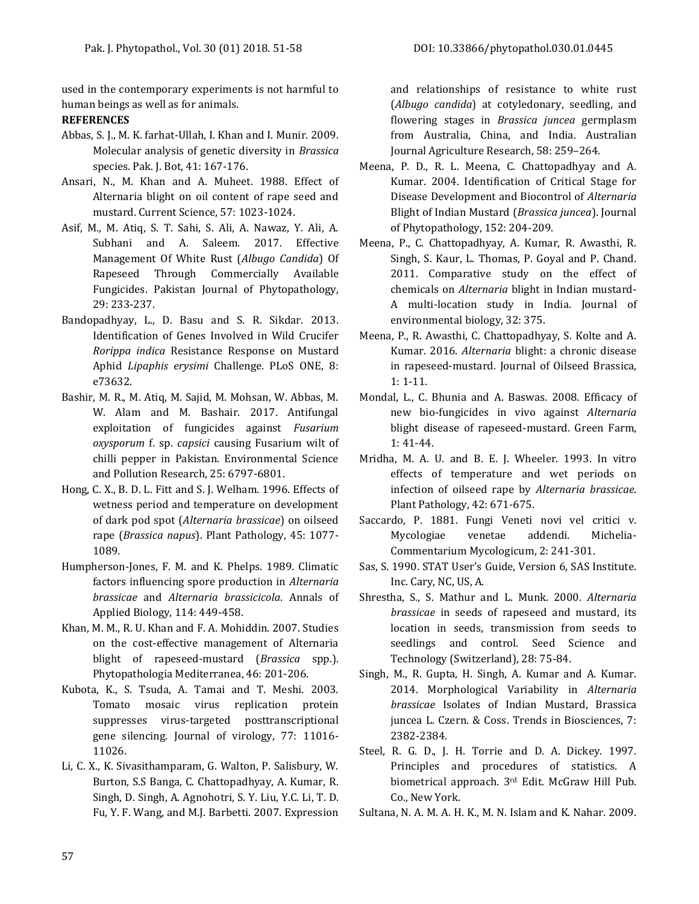used in the contemporary experiments is not harmful to human beings as well as for animals.

**REFERENCES**

Abbas, S. J., M. K. farhat-Ullah, I. Khan and I. Munir. 2009. Molecular analysis of genetic diversity in *Brassica* species. Pak. J. Bot, 41: 167-176.

Ansari, N., M. Khan and A. Muheet. 1988. Effect of Alternaria blight on oil content of rape seed and mustard. Current Science, 57: 1023-1024.

Asif, M., M. Atiq, S. T. Sahi, S. Ali, A. Nawaz, Y. Ali, A. Subhani and A. Saleem. 2017. Effective Management Of White Rust (*Albugo Candida*) Of Rapeseed Through Commercially Available Fungicides. Pakistan Journal of Phytopathology, 29: 233-237.

Bandopadhyay, L., D. Basu and S. R. Sikdar. 2013. Identification of Genes Involved in Wild Crucifer *Rorippa indica* Resistance Response on Mustard Aphid *Lipaphis erysimi* Challenge. PLoS ONE, 8: e73632.

Bashir, M. R., M. Atiq, M. Sajid, M. Mohsan, W. Abbas, M. W. Alam and M. Bashair. 2017. Antifungal exploitation of fungicides against *Fusarium oxysporum* f. sp. *capsici* causing Fusarium wilt of chilli pepper in Pakistan. Environmental Science and Pollution Research, 25: 6797-6801.

Hong, C. X., B. D. L. Fitt and S. J. Welham. 1996. Effects of wetness period and temperature on development of dark pod spot (*Alternaria brassicae*) on oilseed rape (*Brassica napus*). Plant Pathology, 45: 1077-1089.

Humpherson-Jones, F. M. and K. Phelps. 1989. Climatic factors influencing spore production in *Alternaria brassicae* and *Alternaria brassicicola*. Annals of Applied Biology, 114: 449-458.

Khan, M. M., R. U. Khan and F. A. Mohiddin. 2007. Studies on the cost-effective management of Alternaria blight of rapeseed-mustard (*Brassica* spp.). Phytopathologia Mediterranea, 46: 201-206.

Kubota, K., S. Tsuda, A. Tamai and T. Meshi. 2003. Tomato mosaic virus replication protein suppresses virus-targeted posttranscriptional gene silencing. Journal of virology, 77: 11016-11026.

Li, C. X., K. Sivasithamparam, G. Walton, P. Salisbury, W. Burton, S.S Banga, C. Chattopadhyay, A. Kumar, R. Singh, D. Singh, A. Agnohotri, S. Y. Liu, Y.C. Li, T. D. Fu, Y. F. Wang, and M.J. Barbetti. 2007. Expression and relationships of resistance to white rust (*Albugo candida*) at cotyledonary, seedling, and flowering stages in *Brassica juncea* germplasm from Australia, China, and India. Australian Journal Agriculture Research, 58: 259–264.

Meena, P. D., R. L. Meena, C. Chattopadhyay and A. Kumar. 2004. Identification of Critical Stage for Disease Development and Biocontrol of *Alternaria* Blight of Indian Mustard (*Brassica juncea*). Journal of Phytopathology, 152: 204-209.

Meena, P., C. Chattopadhyay, A. Kumar, R. Awasthi, R. Singh, S. Kaur, L. Thomas, P. Goyal and P. Chand. 2011. Comparative study on the effect of chemicals on *Alternaria* blight in Indian mustard- A multi-location study in India. Journal of environmental biology, 32: 375.

Meena, P., R. Awasthi, C. Chattopadhyay, S. Kolte and A. Kumar. 2016. *Alternaria* blight: a chronic disease in rapeseed-mustard. Journal of Oilseed Brassica, 1: 1-11.

Mondal, L., C. Bhunia and A. Baswas. 2008. Efficacy of new bio-fungicides in vivo against *Alternaria* blight disease of rapeseed-mustard. Green Farm, 1: 41-44.

Mridha, M. A. U. and B. E. J. Wheeler. 1993. In vitro effects of temperature and wet periods on infection of oilseed rape by *Alternaria brassicae*. Plant Pathology, 42: 671-675.

Saccardo, P. 1881. Fungi Veneti novi vel critici v. Mycologiae venetae addendi. Michelia-Commentarium Mycologicum, 2: 241-301.

Sas, S. 1990. STAT User's Guide, Version 6, SAS Institute. Inc. Cary, NC, US, A.

Shrestha, S., S. Mathur and L. Munk. 2000. *Alternaria brassicae* in seeds of rapeseed and mustard, its location in seeds, transmission from seeds to seedlings and control. Seed Science and Technology (Switzerland), 28: 75-84.

Singh, M., R. Gupta, H. Singh, A. Kumar and A. Kumar. 2014. Morphological Variability in *Alternaria brassicae* Isolates of Indian Mustard, Brassica juncea L. Czern. & Coss. Trends in Biosciences, 7: 2382-2384.

Steel, R. G. D., J. H. Torrie and D. A. Dickey. 1997. Principles and procedures of statistics. A biometrical approach. 3rd Edit. McGraw Hill Pub. Co., New York.

Sultana, N. A. M. A. H. K., M. N. Islam and K. Nahar. 2009.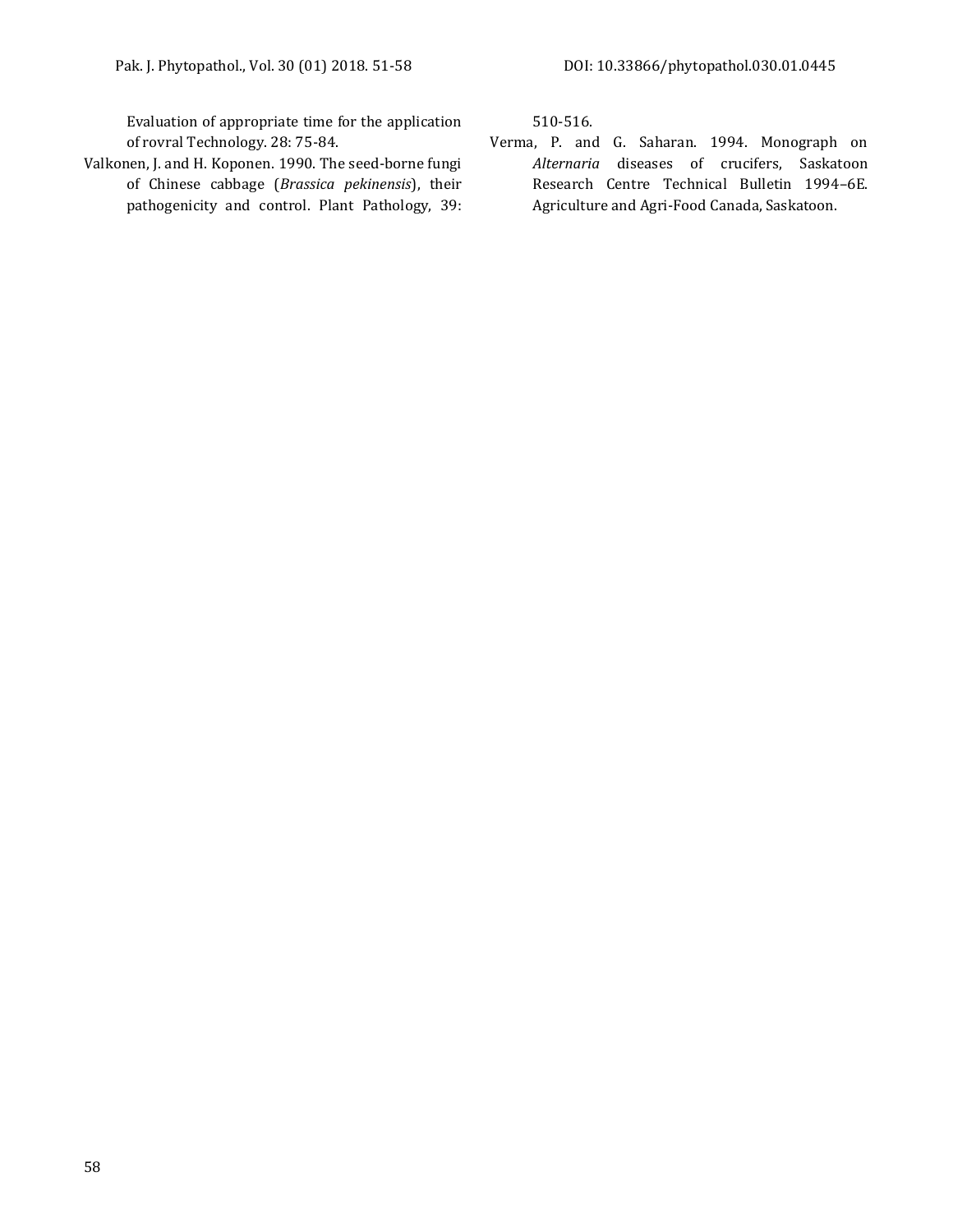Evaluation of appropriate time for the application of rovral Technology. 28: 75-84.

Valkonen, J. and H. Koponen. 1990. The seed-borne fungi of Chinese cabbage (*Brassica pekinensis*), their pathogenicity and control. Plant Pathology, 39: 510-516.

Verma, P. and G. Saharan. 1994. Monograph on *Alternaria* diseases of crucifers, Saskatoon Research Centre Technical Bulletin 1994–6E. Agriculture and Agri-Food Canada, Saskatoon.